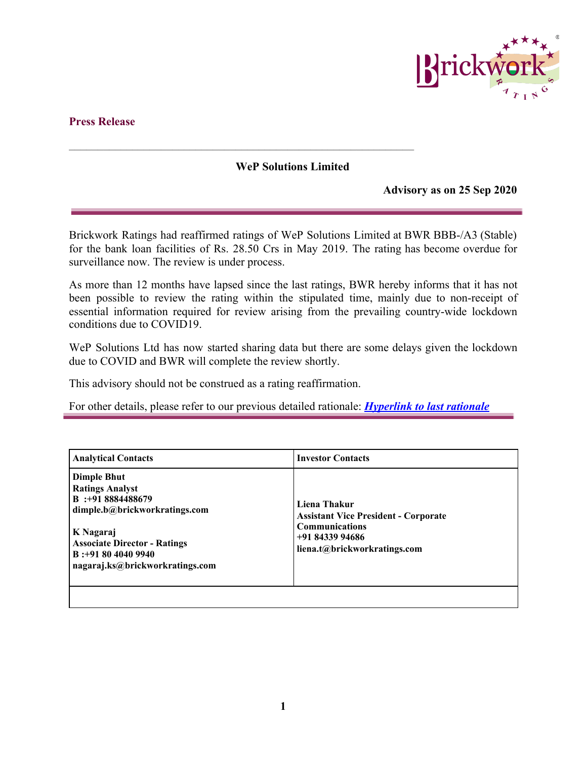**Press Release**

# WeP Solutions Limited

**Advisory as on 25 Sep 2020**

Brickwork Ratings had reaffirmed ratings of WeP Solutions Limited at BWR BBB-/A3 (Stable) for the bank loan facilities of Rs. 28.50 Crs in May 2019. The rating has become overdue for surveillance now. The review is under process.

As more than 12 months have lapsed since the last ratings, BWR hereby informs that it has not been possible to review the rating within the stipulated time, mainly due to non-receipt of essential information required for review arising from the prevailing country-wide lockdown conditions due to COVID19.

WeP Solutions Ltd has now started sharing data but there are some delays given the lockdown due to COVID and BWR will complete the review shortly.

This advisory should not be construed as a rating reaffirmation.

For other details, please refer to our previous detailed rationale: ***Hyperlink to last rationale***

| **Analytical Contacts** | **Investor Contacts** |
|---|---|
| **Dimple Bhut**<br>**Ratings Analyst**<br>**B :+91 8884488679**<br>**dimple.b@brickworkratings.com**<br><br>**K Nagaraj**<br>**Associate Director - Ratings**<br>**B :+91 80 4040 9940**<br>**nagaraj.ks@brickworkratings.com** | **Liena Thakur**<br>**Assistant Vice President - Corporate Communications**<br>**+91 84339 94686**<br>**liena.t@brickworkratings.com** |
| | |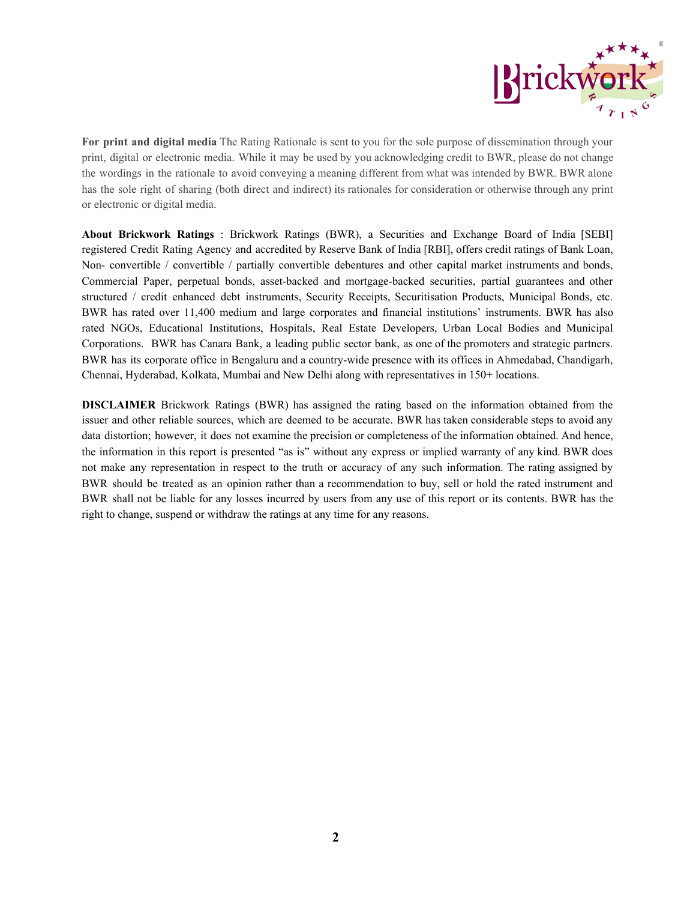**For print and digital media** The Rating Rationale is sent to you for the sole purpose of dissemination through your print, digital or electronic media. While it may be used by you acknowledging credit to BWR, please do not change the wordings in the rationale to avoid conveying a meaning different from what was intended by BWR. BWR alone has the sole right of sharing (both direct and indirect) its rationales for consideration or otherwise through any print or electronic or digital media.

**About Brickwork Ratings** : Brickwork Ratings (BWR), a Securities and Exchange Board of India [SEBI] registered Credit Rating Agency and accredited by Reserve Bank of India [RBI], offers credit ratings of Bank Loan, Non- convertible / convertible / partially convertible debentures and other capital market instruments and bonds, Commercial Paper, perpetual bonds, asset-backed and mortgage-backed securities, partial guarantees and other structured / credit enhanced debt instruments, Security Receipts, Securitisation Products, Municipal Bonds, etc. BWR has rated over 11,400 medium and large corporates and financial institutions' instruments. BWR has also rated NGOs, Educational Institutions, Hospitals, Real Estate Developers, Urban Local Bodies and Municipal Corporations. BWR has Canara Bank, a leading public sector bank, as one of the promoters and strategic partners. BWR has its corporate office in Bengaluru and a country-wide presence with its offices in Ahmedabad, Chandigarh, Chennai, Hyderabad, Kolkata, Mumbai and New Delhi along with representatives in 150+ locations.

**DISCLAIMER** Brickwork Ratings (BWR) has assigned the rating based on the information obtained from the issuer and other reliable sources, which are deemed to be accurate. BWR has taken considerable steps to avoid any data distortion; however, it does not examine the precision or completeness of the information obtained. And hence, the information in this report is presented "as is" without any express or implied warranty of any kind. BWR does not make any representation in respect to the truth or accuracy of any such information. The rating assigned by BWR should be treated as an opinion rather than a recommendation to buy, sell or hold the rated instrument and BWR shall not be liable for any losses incurred by users from any use of this report or its contents. BWR has the right to change, suspend or withdraw the ratings at any time for any reasons.